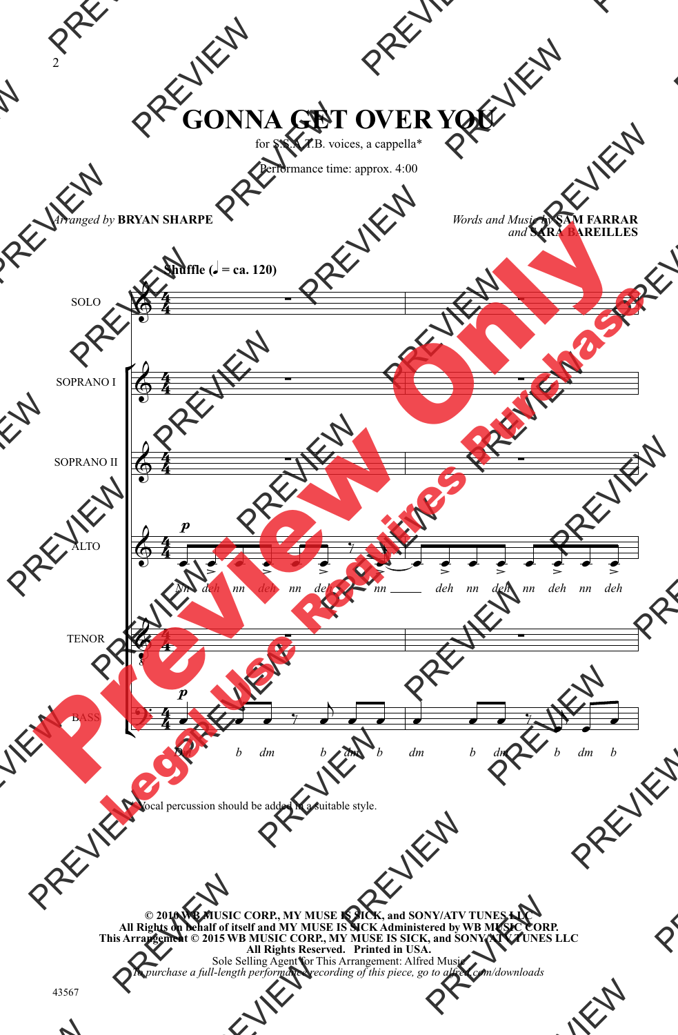# GONNA GET OVER YOU

for S.S.A.T.B. voices, a cappella*

Performance time: approx. 4:00

*Arranged by* **BRYAN SHARPE**

*Words and Music by* **SAM FARRAR** *and* **SARA BAREILLES**

**Shuffle (♩ = ca. 120)**

SOLO

SOPRANO I

SOPRANO II

ALTO — *p* — Nn deh nn deh nn deh nn deh nn deh nn deh nn deh

TENOR

BASS — *p* — Dm b dm b dm b dm b dm b dm b

\* Vocal percussion should be added in a suitable style.

**© 2010 WB MUSIC CORP., MY MUSE IS SICK, and SONY/ATV TUNES LLC**
**All Rights on behalf of itself and MY MUSE IS SICK Administered by WB MUSIC CORP.**
**This Arrangement © 2015 WB MUSIC CORP., MY MUSE IS SICK, and SONY/ATV TUNES LLC**
**All Rights Reserved. Printed in USA.**
Sole Selling Agent for This Arrangement: Alfred Music
*To purchase a full-length performance recording of this piece, go to alfred.com/downloads*

43567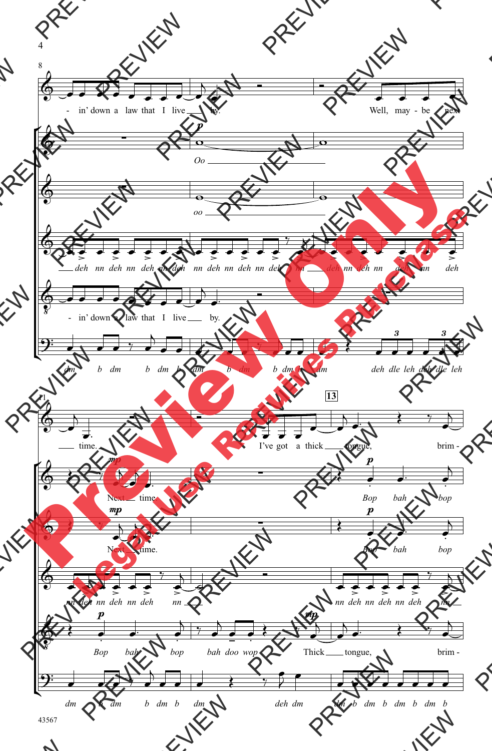8

- in' down a law that I live ___ by. Well, may - be next

*p* Oo ___

oo ___

___ deh nn deh nn deh nn deh nn deh nn deh nn deh nn ___ deh nn deh nn deh nn deh

- in' down a law that I live ___ by.

dm b dm b dm b dm b dm b dm b dm deh dle leh deh dle leh

11

**13**

___ time. I've got a thick ___ tongue, brim -

*mp* Next ___ time. *p* Bop bah bop

*mp* Next ___ time. *p* Bop bah bop

nn deh nn deh nn deh nn ___ nn deh nn deh nn deh nn ___

*p* Bop bah bop bah doo wop *mp* Thick ___ tongue, brim -

dm b dm b dm b dm deh dm dm b dm b dm b dm b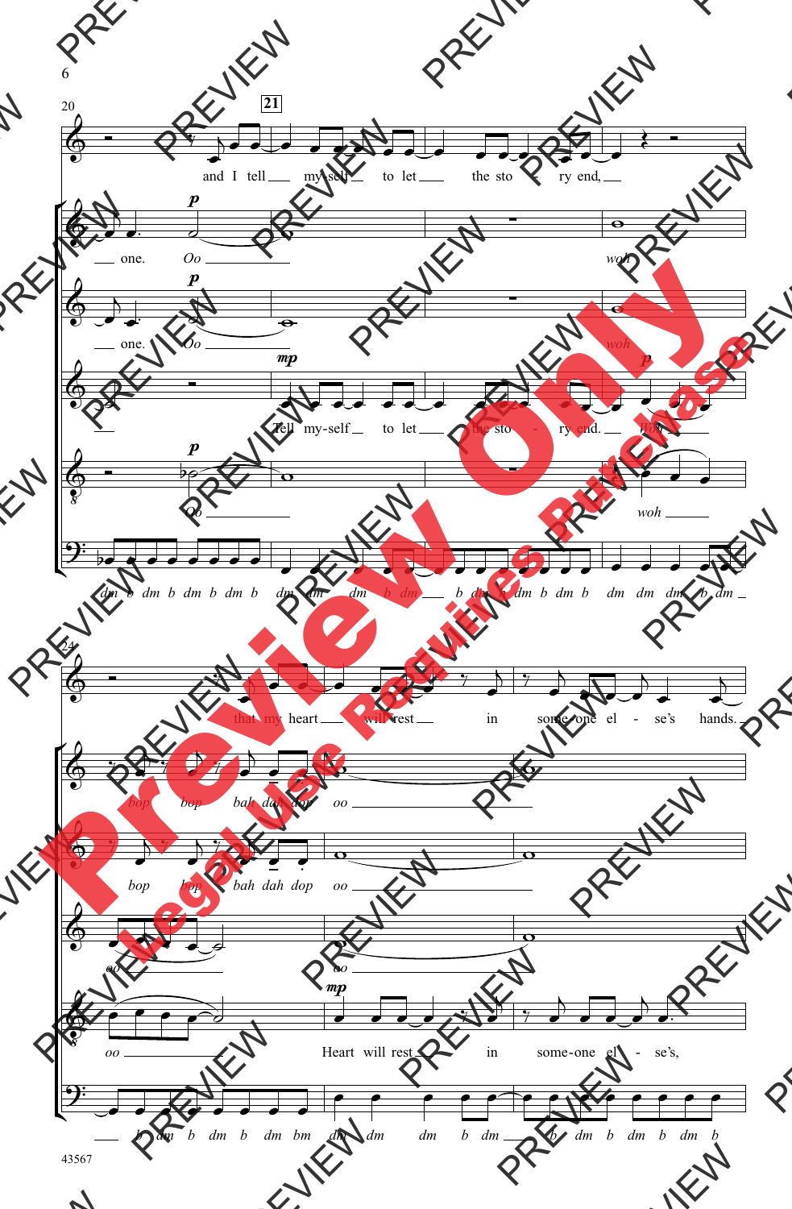20 **21**

and I tell my-self to let the sto - ry end,

one. *Oo* *woh*

one. *Oo* *woh*

Tell my-self to let the sto - ry end. *Woh*

*Oo* *woh*

*dm b dm b dm b dm b dm dm dm b dm b dm b dm b dm b dm dm dm b dm*

24

that my heart will rest in some-one el - se's hands.

*bop bop bah dah dop oo*

*bop bop bah dah dop oo*

*oo* *oo*

*oo* Heart will rest in some-one el - se's,

*b dm b dm b dm bm dm dm dm b dm b dm b dm b dm b*

43567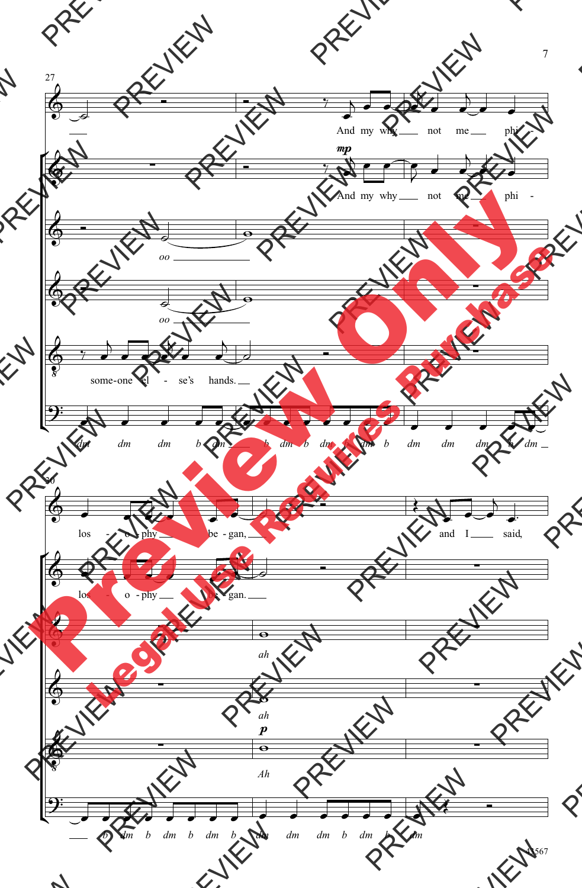27

And my why not me phi -

*mp*

And my why not me phi -

*oo*

*oo*

some-one el - se's hands.

*dm dm dm b dm b dm b dm b dm b dm dm dm b dm*

30

los - o - phy be - gan, and I said,

los - o - phy be - gan.

*ah*

*ah*

*p*

*Ah*

*b dm b dm b dm b dm dm dm b dm b dm*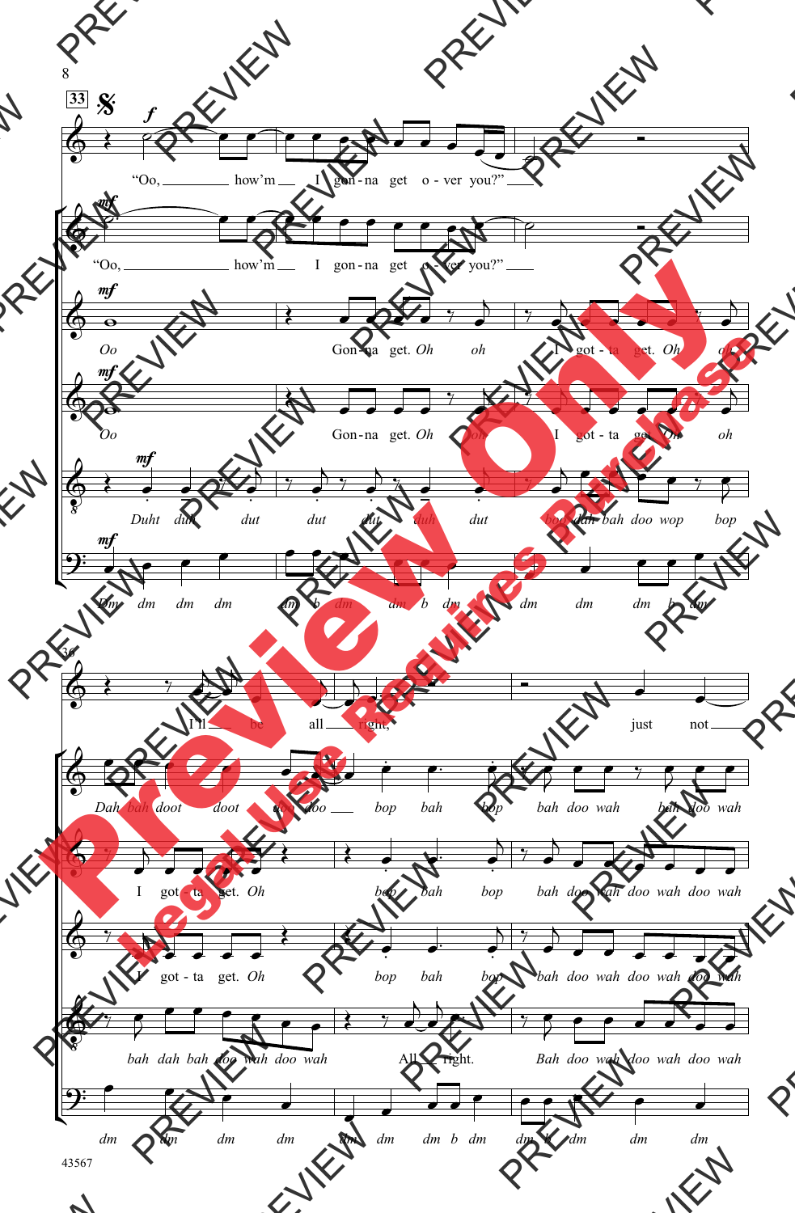33

"Oo, how'm I gon-na get o-ver you?"

"Oo, how'm I gon-na get o-ver you?"

*Oo* Gon-na get. *Oh oh* I got-ta get. *Oh oh*

*Oo* Gon-na get. *Oh oh* I got-ta get. *Oh oh*

*Duht duh dut dut dut duh dut bop dah bah doo wop bop*

*Dm dm dm dm dm b dm dm b dm dm dm dm b dm*

36

I'll be all right, just not

*Dah bah doot doot doo doo bop bah bop bah doo wah bah doo wah*

I got-ta get. *Oh bop bah bop bah doo wah doo wah doo wah*

I got-ta get. *Oh bop bah bop bah doo wah doo wah doo wah*

*bah dah bah doo wah doo wah* All right. *Bah doo wah doo wah doo wah*

*dm dm dm dm dm dm dm b dm dm b dm dm dm*

43567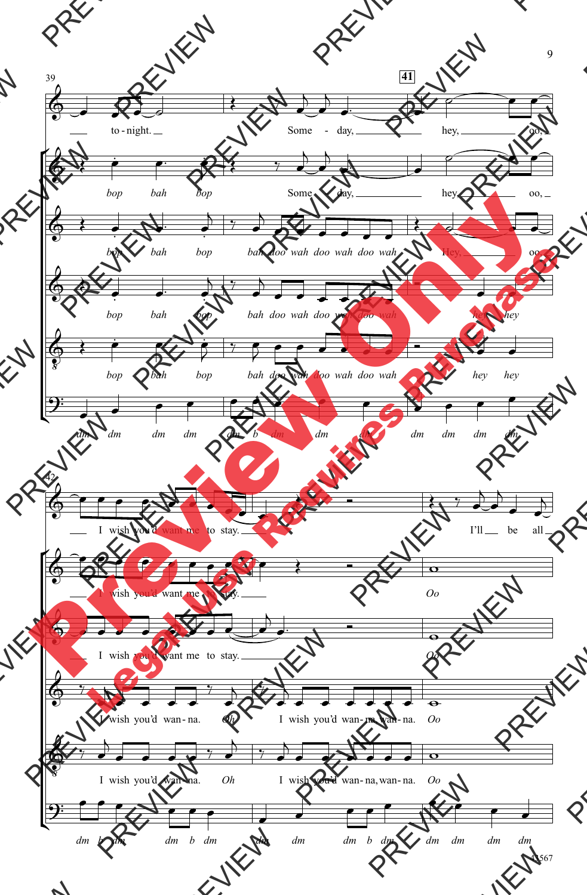39

41

to - night. Some - day, hey, oo,

bop bah bop Some - day, hey, oo,

bop bah bop bah doo wah doo wah doo wah Hey, oo,

bop bah bop bah doo wah doo wah doo wah hey hey

bop bah bop bah doo wah doo wah doo wah hey hey

dm dm dm dm dm b dm dm dm dm dm dm dm

42

I wish you'd want me to stay. I'll be all

I wish you'd want me to stay. Oo

I wish you'd want me to stay. Oo

I wish you'd wan - na. Oh I wish you'd wan - na, wan - na. Oo

I wish you'd wan - na. Oh I wish you'd wan - na, wan - na. Oo

dm b dm dm b dm dm dm dm b dm dm dm dm dm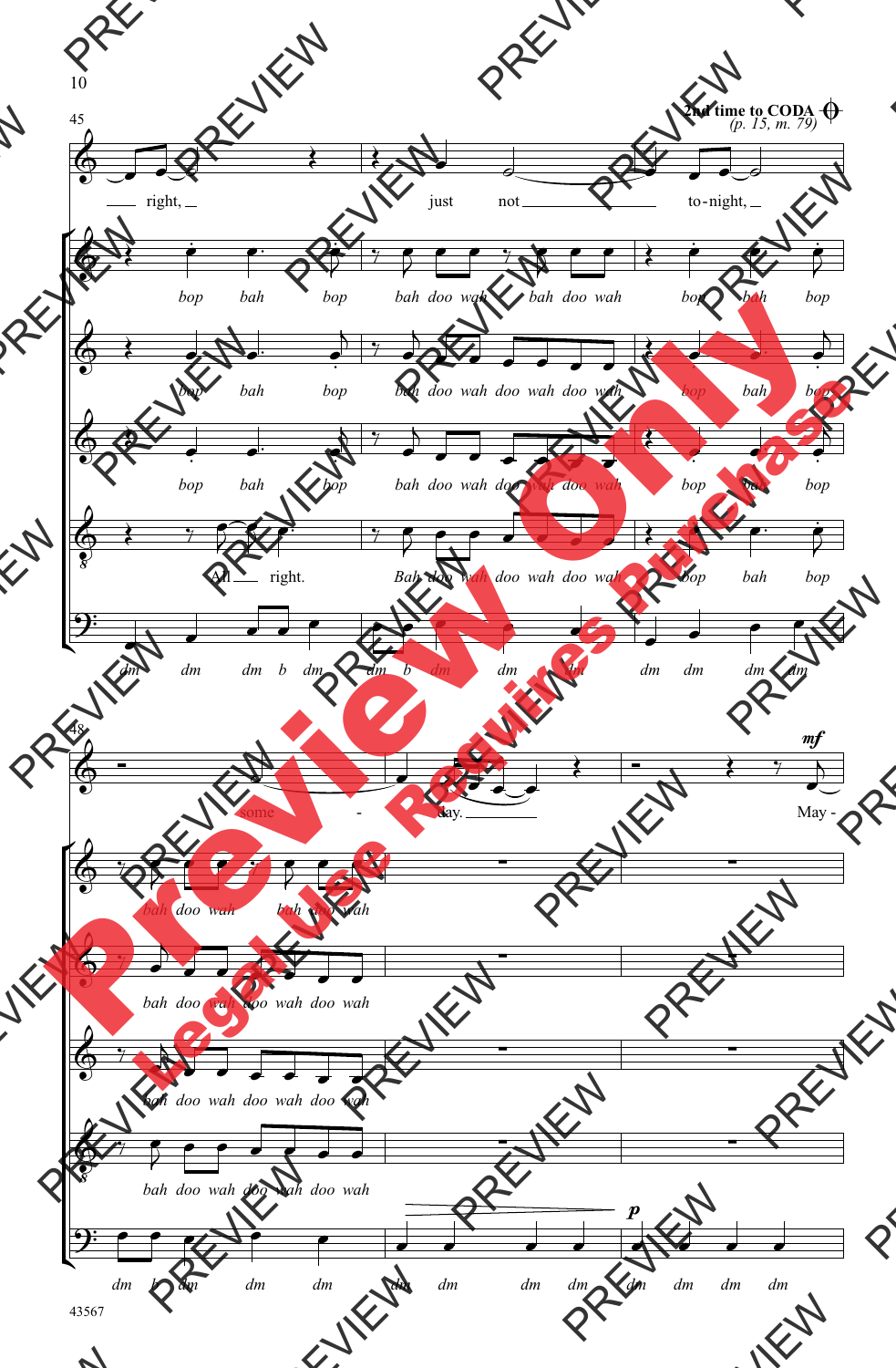**2nd time to CODA** (p. 15, m. 79)

45

right, just not to-night,

*bop bah bop bah doo wah bah doo wah bop bah bop*

*bop bah bop bah doo wah doo wah doo wah bop bah bop*

*bop bah bop bah doo wah doo wah doo wah bop bah bop*

All right. *Bah doo wah doo wah doo wah bop bah bop*

*dm dm dm b dm dm b dm dm dm dm dm dm dm*

48

some - day. *mf* May -

*bah doo wah bah doo wah*

*bah doo wah doo wah doo wah*

*bah doo wah doo wah doo wah*

*bah doo wah doo wah doo wah*

*dm b dm dm dm dm dm dm dm* *p* *dm dm dm dm*

43567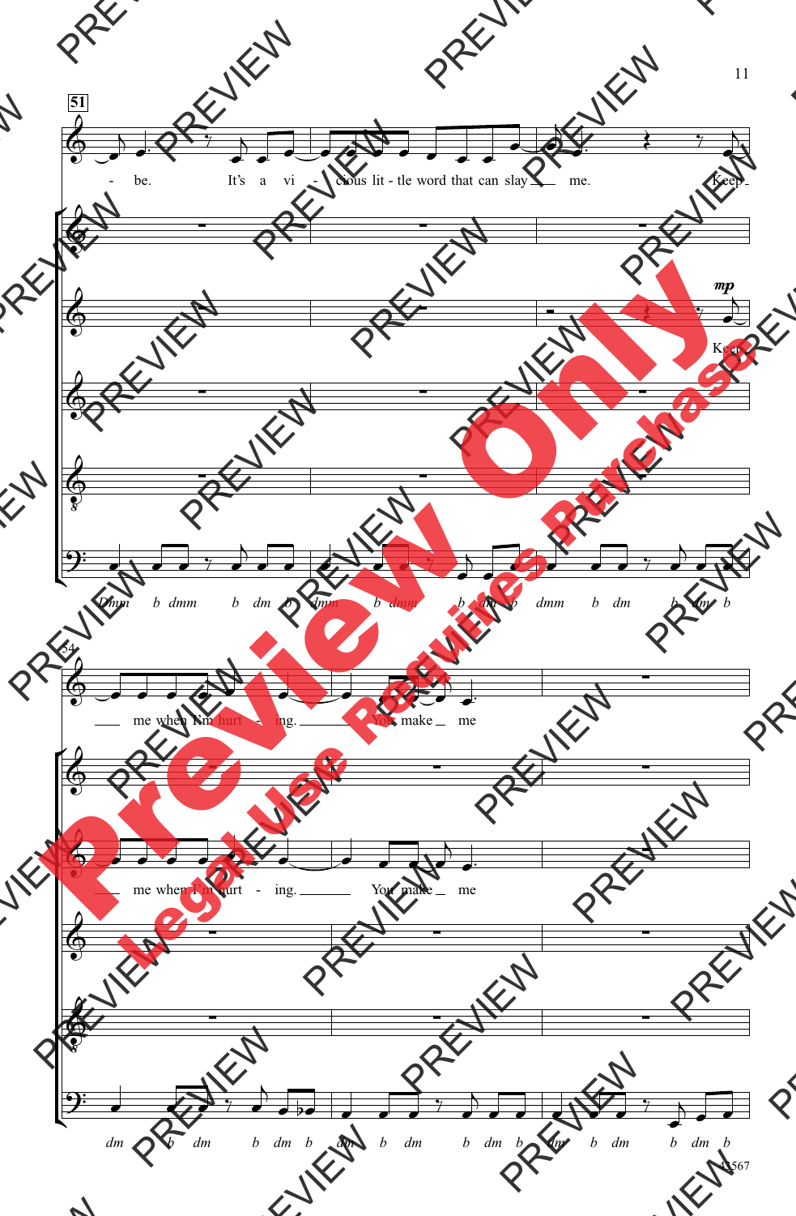**51**

\- be. It's a vi - cious lit - tle word that can slay me. Keep

*mp* Keep

Dmm b dmm b dm b dmm b dmm b dm b dmm b dm b dm b

54

me when I'm hurt - ing. You make me

me when I'm hurt - ing. You make me

dm b dm b dm b dm b dm b dm b dm b dm b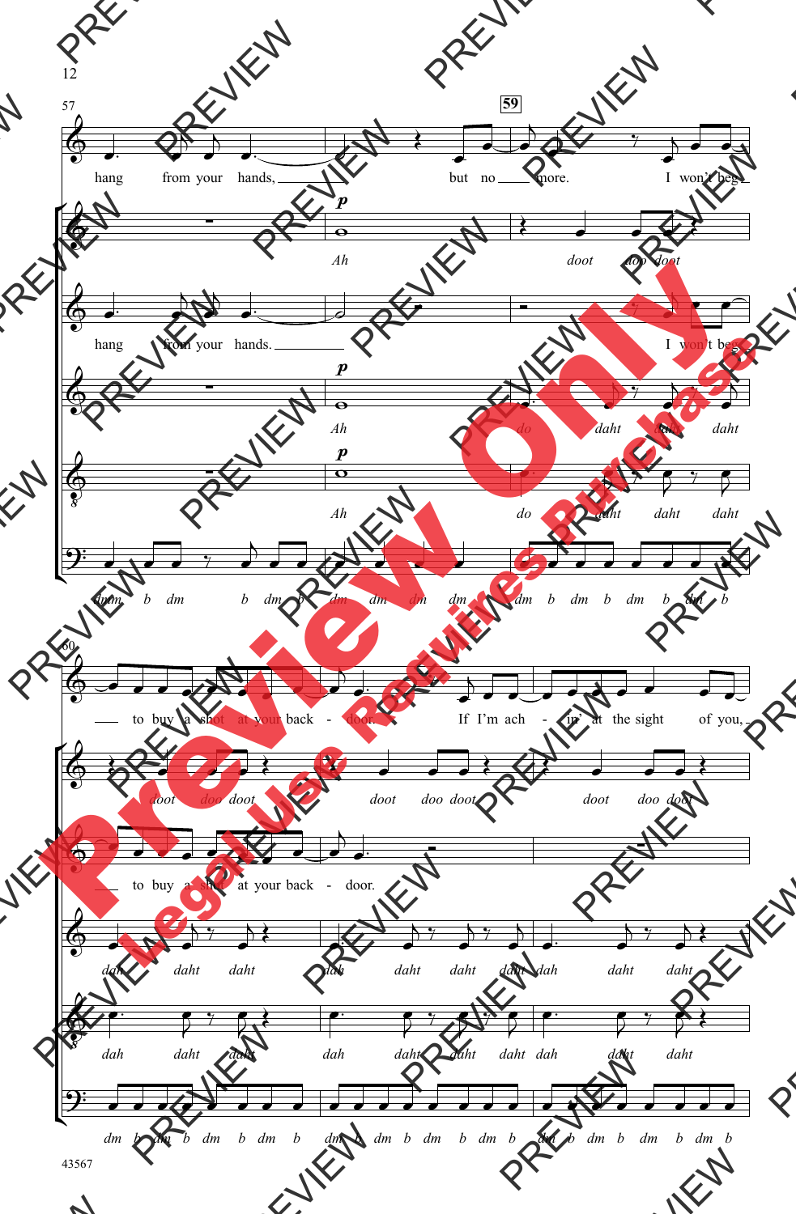57

59

hang from your hands, but no more. I won't beg

*Ah* *doot* *doo doot*

hang from your hands. I won't beg

*Ah* *do* *daht* *daht* *daht*

*Ah* *do* *daht* *daht* *daht*

*dmm b dm b dm b dm dm dm dm dm b dm b dm b dm b*

60

to buy a shot at your back - door. If I'm ach - in' at the sight of you,

*doot* *doo doot* *doot* *doo doot* *doot* *doo doot*

to buy a shot at your back - door.

*dah* *daht* *daht* *dah* *daht* *daht* *daht* *dah* *daht* *daht*

*dah* *daht* *daht* *dah* *daht* *daht* *daht* *dah* *daht* *daht*

*dm b dm b dm b dm b dm b dm b dm b dm b dm b dm b dm b dm b*

43567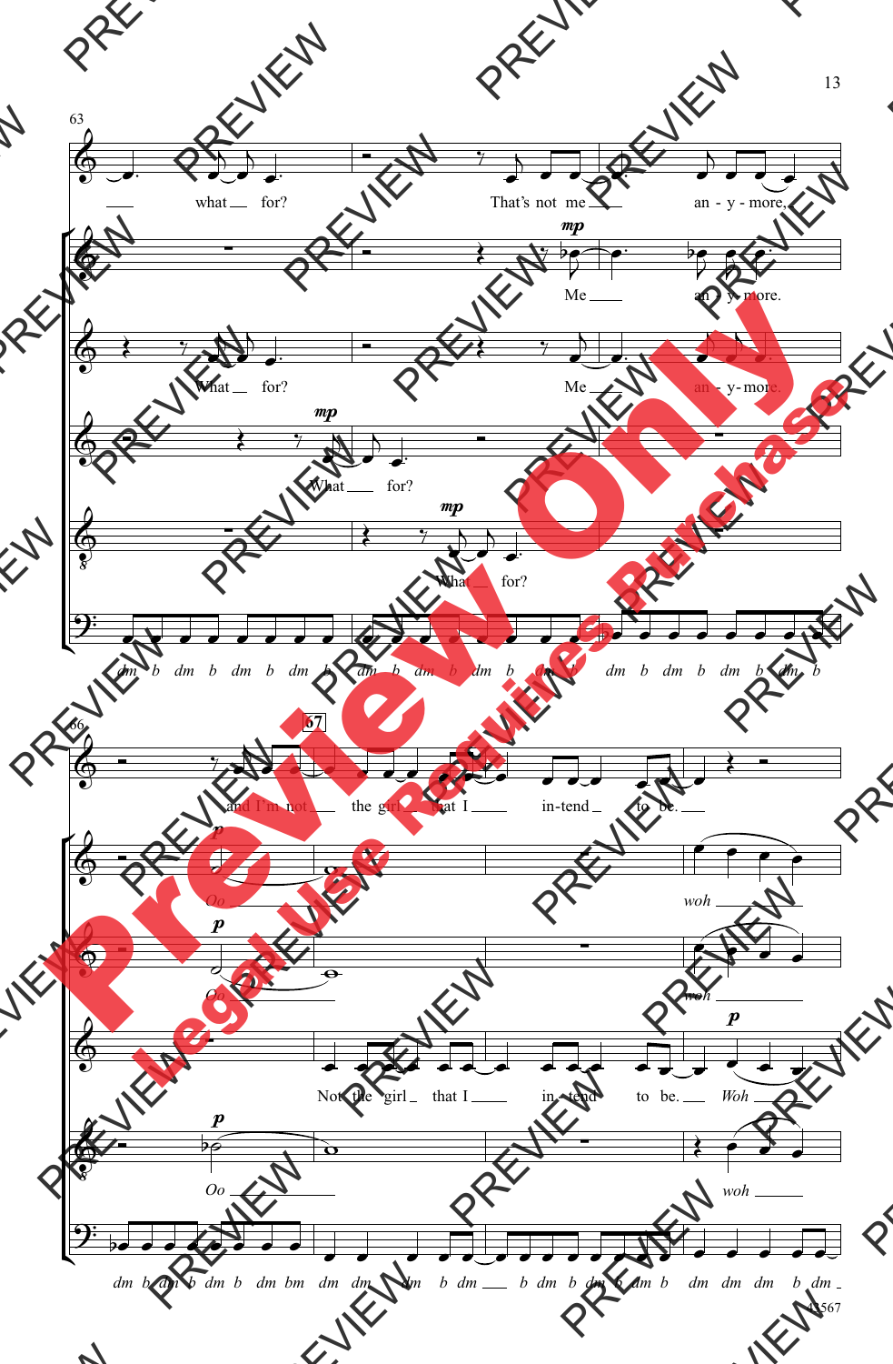63

what for? That's not me any-more,

Me any-more.

What for? Me an - y-more.

*mp* What for?

*mp* What for?

*dm b dm b dm b dm b dm b dm b dm b dm b dm b dm b dm b dm b*

66

and I'm not **67** the girl that I in-tend to be.

*p* Oo woh

*p* Oo woh

Not the girl that I in-tend to be. *p* Woh

*p* Oo woh

*dm b dm b dm b dm bm dm dm dm b dm b dm b dm b dm b dm dm dm b dm*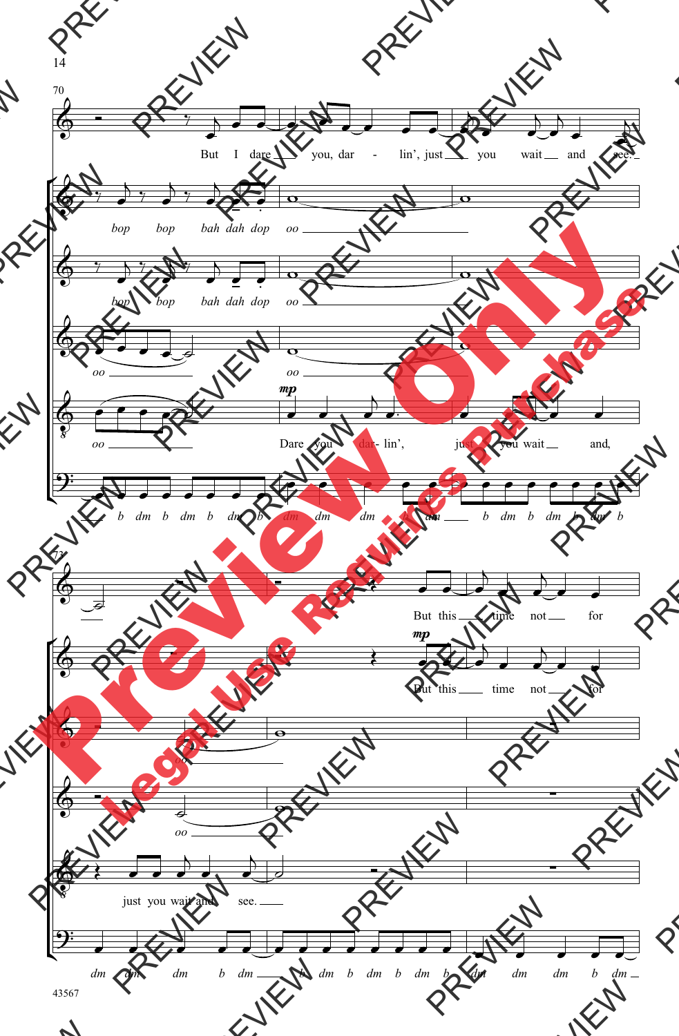70

But I dare you, dar - lin', just you wait and see.

*bop bop bah dah dop oo*

*bop bop bah dah dop oo*

*oo oo*

*oo*

*mp*

Dare you dar- lin', just you wait and,

*b dm b dm b dm b dm dm dm b dm b dm b dm b dm b*

73

But this time not for

*mp*

But this time not for

*oo*

*oo*

just you wait and see.

*dm dm dm b dm b dm b dm b dm b dm dm dm b dm*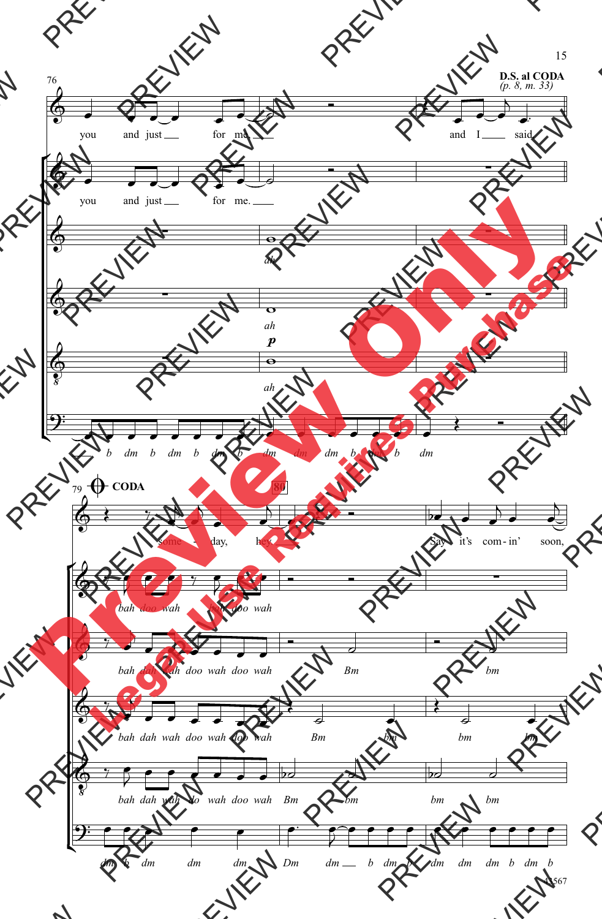**D.S. al CODA**
*(p. 8, m. 33)*

76

you and just ___ for me ___ and I ___ said

you and just ___ for me. ___

*ah*

*ah*

*p*

*ah*

*b dm b dm b dm b dm dm dm b dm b dm*

79 **CODA** 80

some - day, hey. ___ Say it's com - in' soon,

*bah doo wah bah doo wah*

*bah dah wah doo wah doo wah Bm bm*

*bah dah wah doo wah doo wah Bm bm bm bm*

*bah dah wah doo wah doo wah Bm bm bm bm*

*dm b dm dm dm Dm dm ___ b dm b dm dm dm b dm b*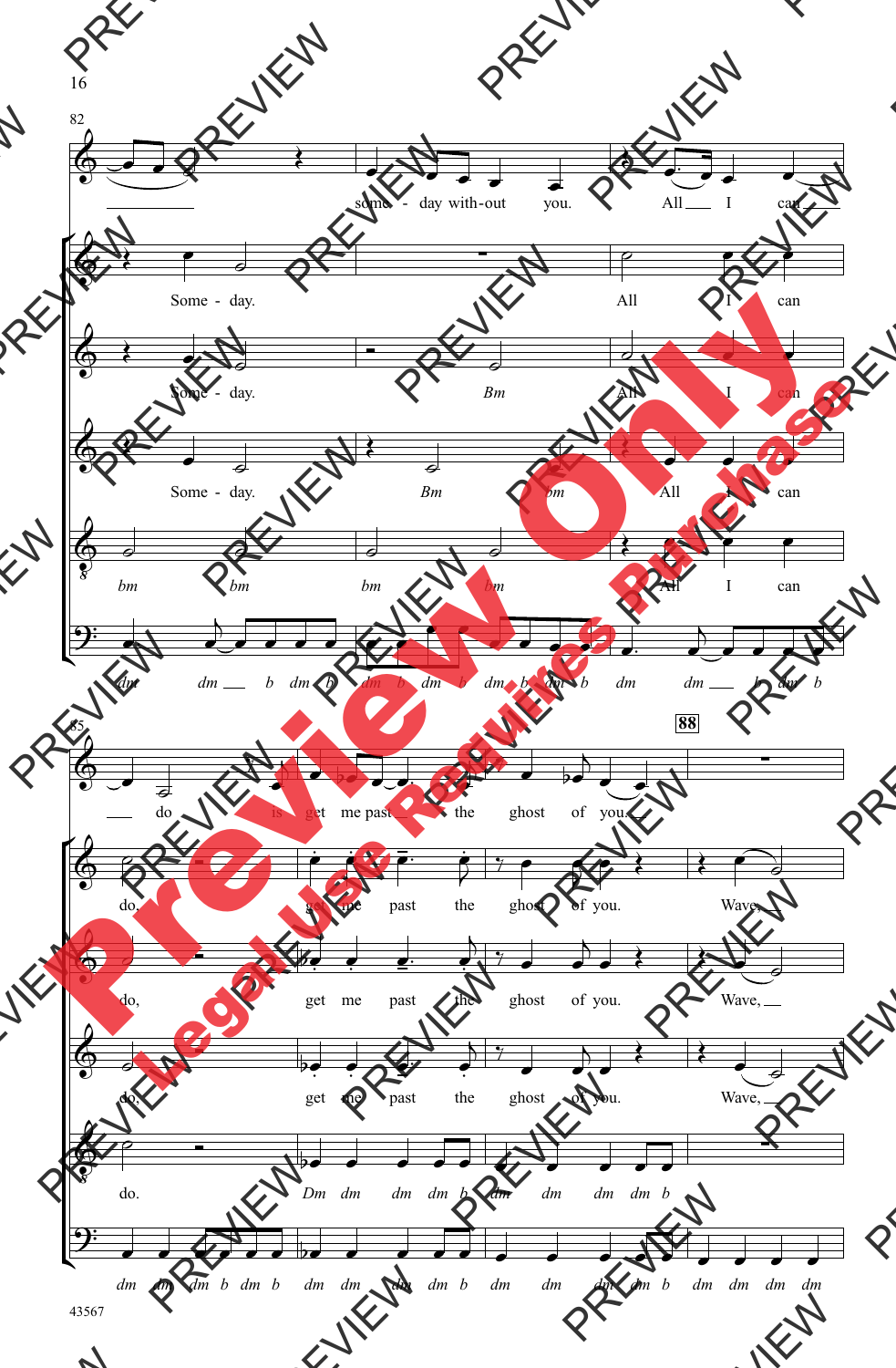82

some - day with-out you. All I can

Some - day. All I can

Some - day. *Bm* All I can

Some - day. *Bm* *bm* All I can

*bm* *bm* *bm* *bm* All I can

*dm* *dm* b *dm* b *dm* b *dm* b *dm* b *dm* b *dm* *dm* b *dm* b

85

do is get me past the ghost of you.

**88**

do, get me past the ghost of you. Wave,

do, get me past the ghost of you. Wave,

do, get me past the ghost of you. Wave,

do. *Dm* *dm* *dm* *dm* b *dm* *dm* *dm* *dm* b

*dm* *dm* *dm* b *dm* b *dm* *dm* *dm* *dm* b *dm* *dm* *dm* *dm* b *dm* *dm* *dm* *dm*

43567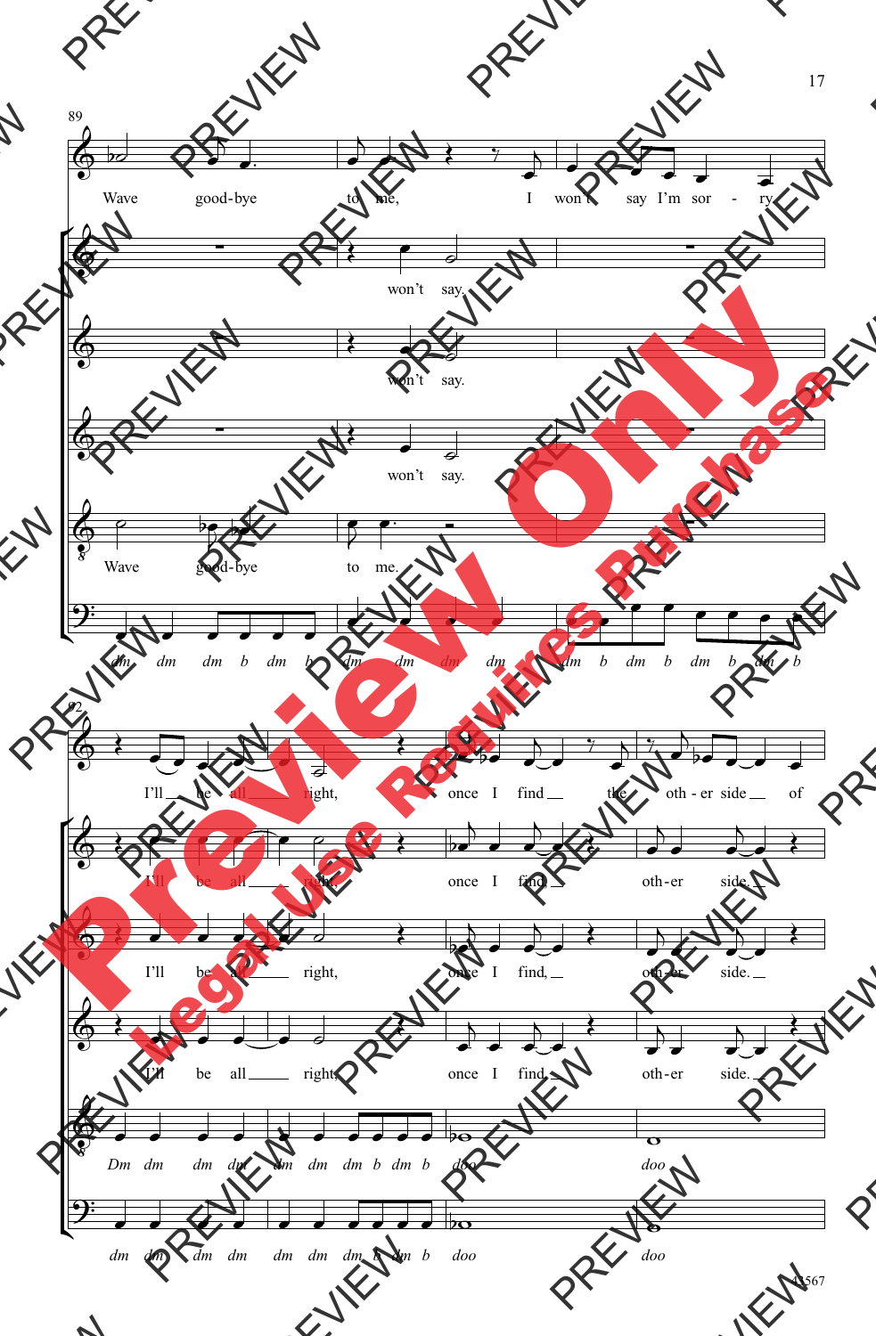89

Wave good-bye to me, I won't say I'm sor - ry.

won't say.

won't say.

won't say.

Wave good-bye to me.

dm dm dm b dm b dm dm dm dm dm b dm b dm b dm b

92

I'll be all right, once I find the oth - er side of

I'll be all right, once I find oth-er side.

I'll be all right, once I find, oth-er side.

I'll be all right, once I find, oth-er side.

Dm dm dm dm dm dm dm b dm b doo doo

dm dm dm dm dm dm dm b dm b doo doo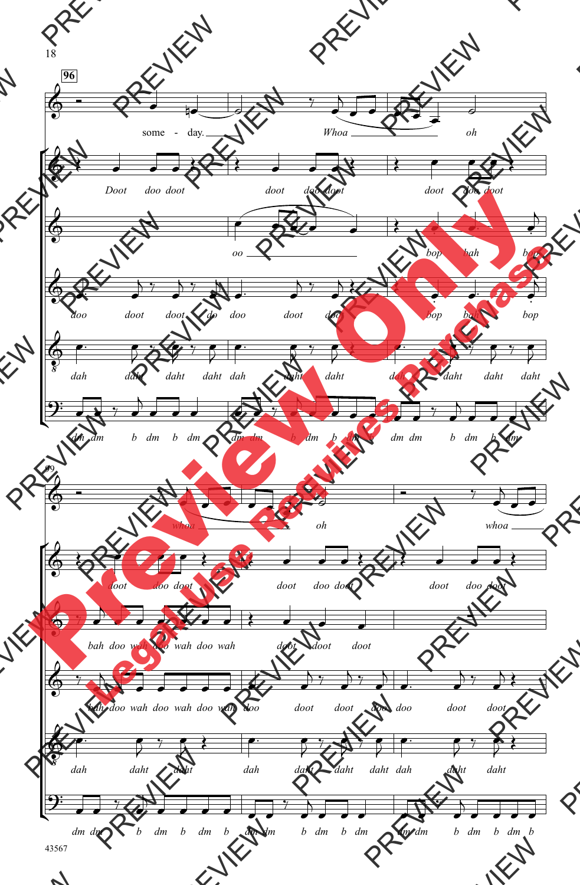**96**

some - day. Whoa oh

Doot doo doot doot doo doot doot doo doot

oo bop bah bop

doo doot doot do doo doot doo bop bah bop

dah daht daht daht dah daht daht dah daht daht daht

dm dm b dm b dm dm dm b dm b dm dm dm b dm b dm

99

whoa oh whoa

doot doo doot doot doo doot doot doo doot

bah doo wah doo wah doo wah doot doot doot

bah doo wah doo wah doo wah doo doot doot doo doo doot doot

dah daht daht dah daht daht daht dah daht daht

dm dm b dm b dm b dm dm b dm b dm dm dm b dm b dm b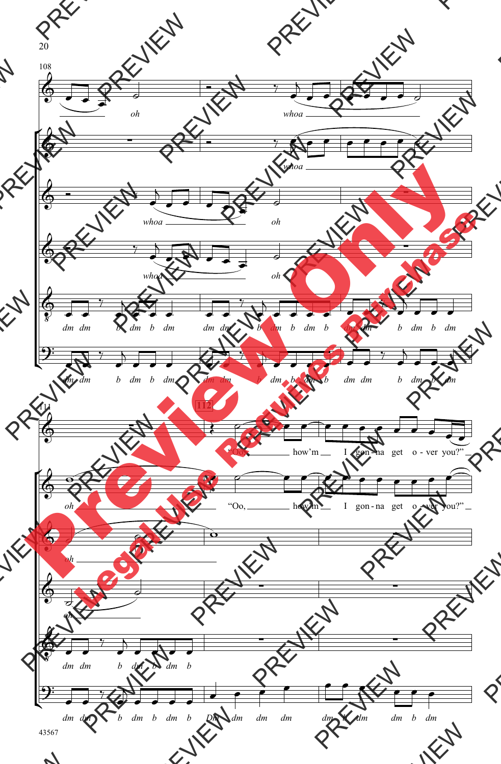108

*oh*

*whoa*

*whoa*

*whoa* *oh*

*whoa* *oh*

*dm dm b dm b dm* *dm dm b dm b dm b* *dm dm b dm b dm*

*dm dm b dm b dm* *dm dm b dm b dm b* *dm dm b dm b dm*

111

112

"Oo, how'm I gon - na get o - ver you?"

*oh* "Oo, how'm I gon - na get o - ver you?"

*oh*

*oh*

*dm dm b dm b dm b*

*dm dm b dm b dm b* *Dm dm dm dm* *dm b dm dm b dm*

43567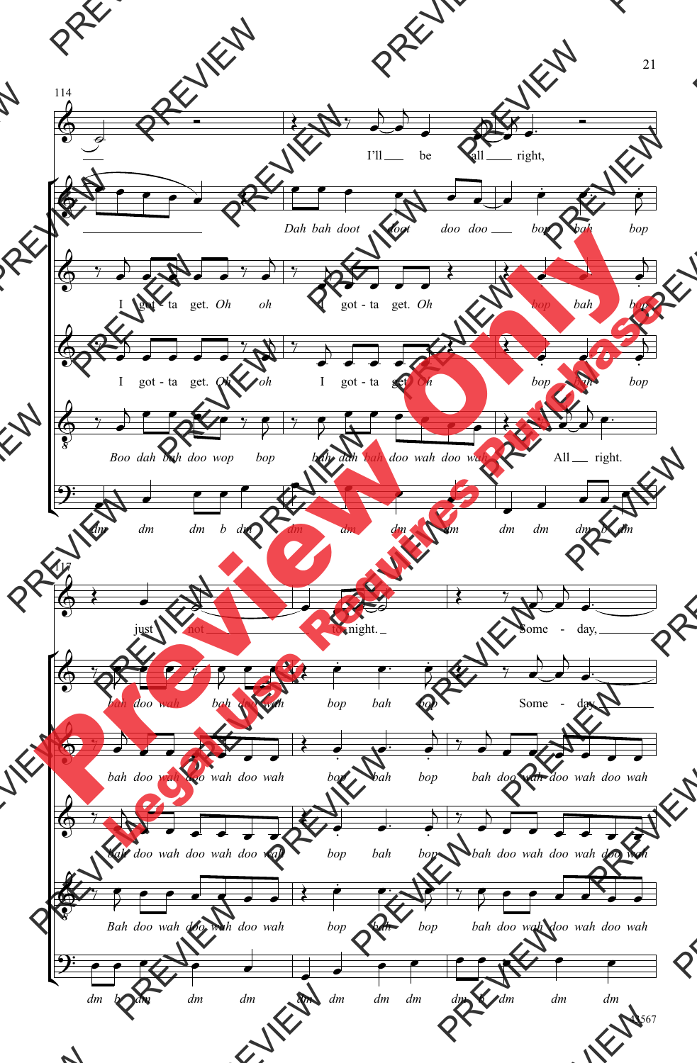114

I'll be all right,

Dah bah doot doot doo doo bop bah bop

I got - ta get. *Oh* oh I got - ta get. *Oh* bop bah bop

I got - ta get. *Oh* oh I got - ta get. *Oh* bop bah bop

*Boo dah bah doo wop bop bah dah bah doo wah doo wah* All right.

*dm dm dm b dm dm dm dm dm dm dm dm b dm*

117

just not to - night. Some - day,

*bah doo wah bah doo wah* bop bah bop Some - day,

*bah doo wah doo wah doo wah* bop bah bop *bah doo wah doo wah doo wah*

*bah doo wah doo wah doo wah* bop bah bop *bah doo wah doo wah doo wah*

*Bah doo wah doo wah doo wah* bop bah bop *bah doo wah doo wah doo wah*

*dm b dm dm dm dm dm dm dm dm b dm dm dm*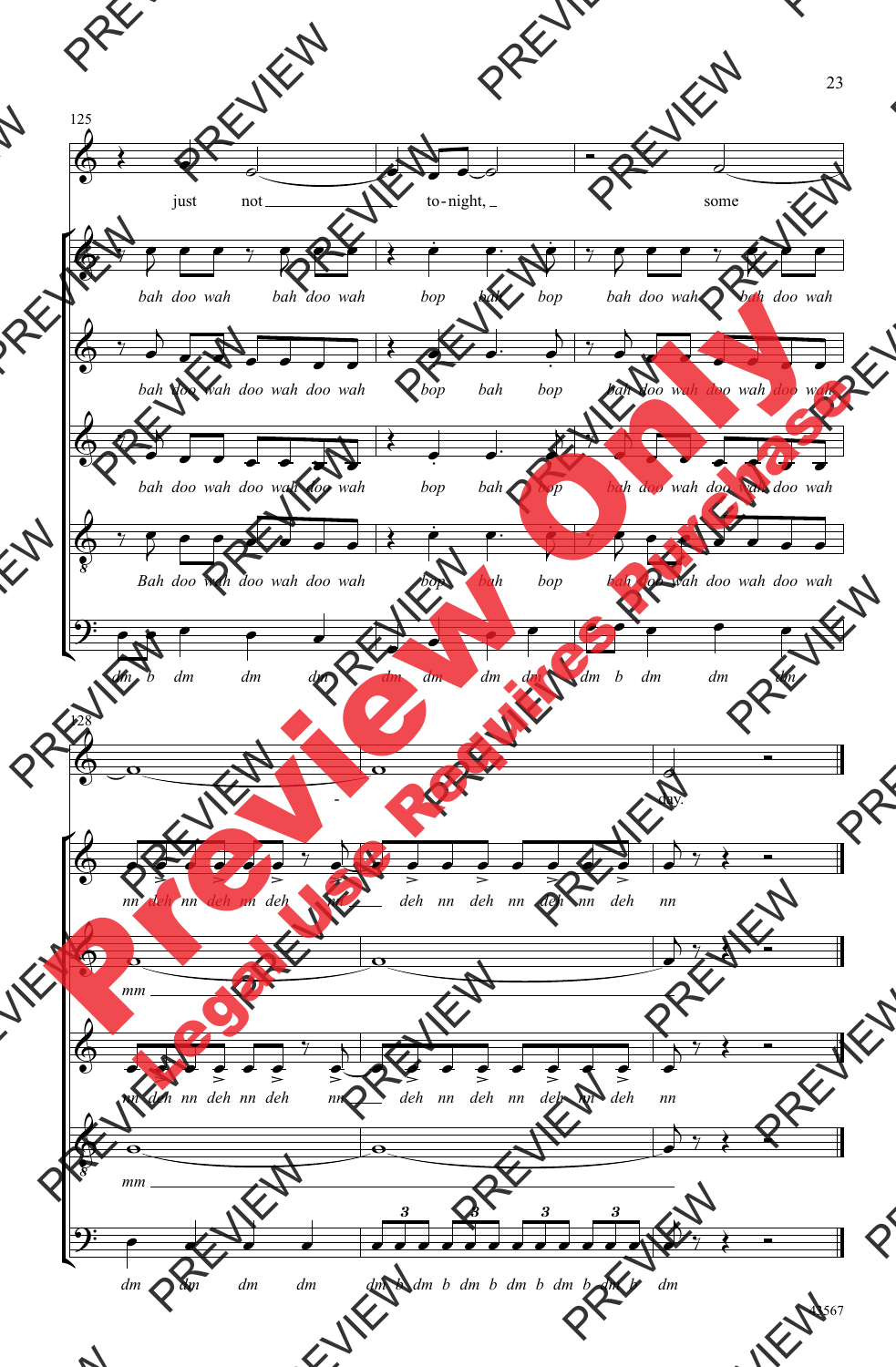125

just not to-night, some - - day.

bah doo wah bah doo wah bop bah bop bah doo wah bah doo wah

bah doo wah doo wah doo wah bop bah bop bah doo wah doo wah doo wah

bah doo wah doo wah doo wah bop bah bop bah doo wah doo wah doo wah

Bah doo wah doo wah doo wah bop bah bop bah doo wah doo wah doo wah

dm b dm dm dm dm dm dm dm dm b dm dm dm

128

nn deh nn deh nn deh nn deh nn deh nn deh nn deh nn

mm

nn deh nn deh nn deh nn deh nn deh nn deh nn deh nn

mm

dm dm dm dm dm b dm b dm b dm b dm b dm b dm